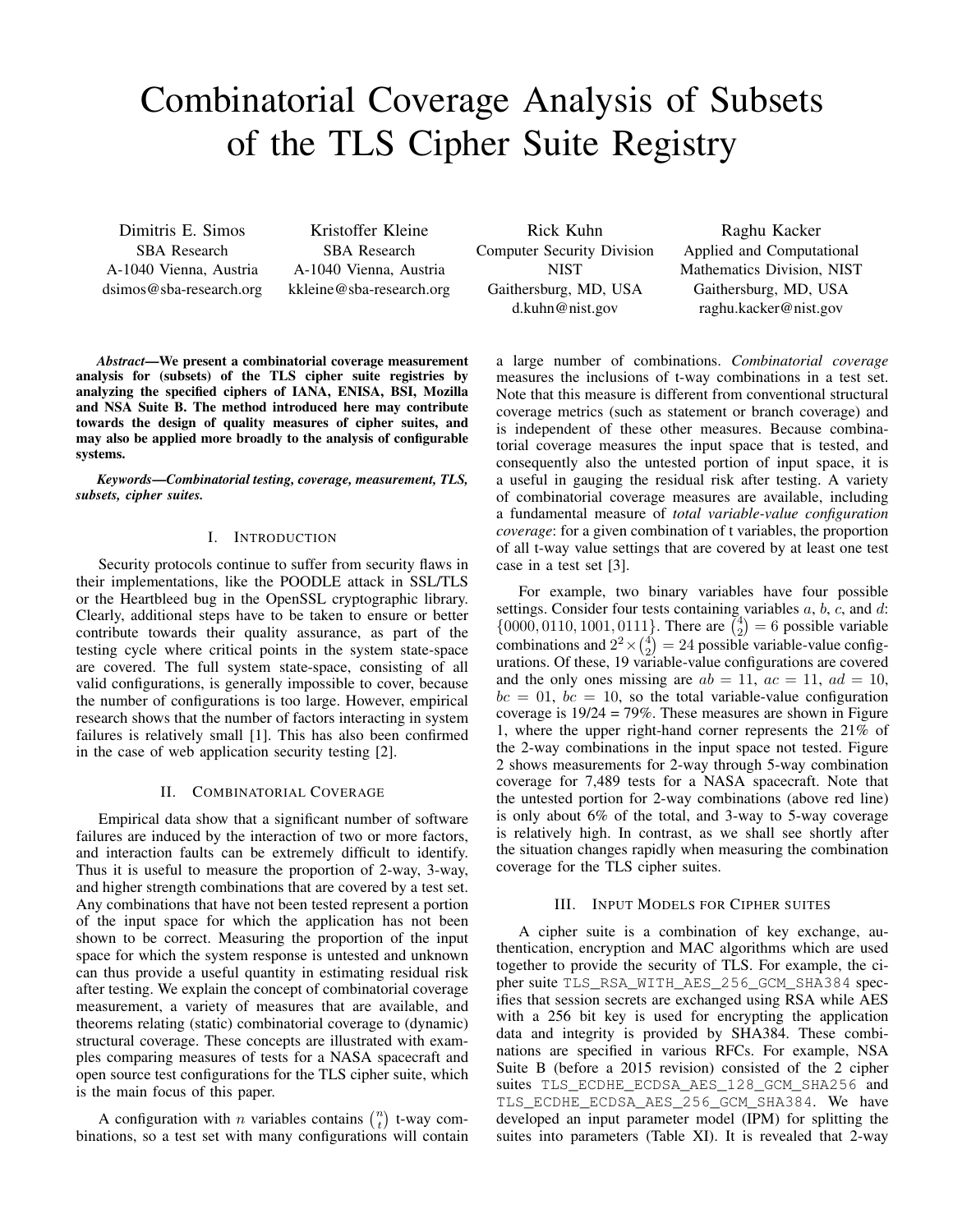# Combinatorial Coverage Analysis of Subsets of the TLS Cipher Suite Registry

Dimitris E. Simos
SBA Research
A-1040 Vienna, Austria
dsimos@sba-research.org

Kristoffer Kleine
SBA Research
A-1040 Vienna, Austria
kkleine@sba-research.org

Rick Kuhn
Computer Security Division
NIST
Gaithersburg, MD, USA
d.kuhn@nist.gov

Raghu Kacker
Applied and Computational Mathematics Division, NIST
Gaithersburg, MD, USA
raghu.kacker@nist.gov

***Abstract*—We present a combinatorial coverage measurement analysis for (subsets) of the TLS cipher suite registries by analyzing the specified ciphers of IANA, ENISA, BSI, Mozilla and NSA Suite B. The method introduced here may contribute towards the design of quality measures of cipher suites, and may also be applied more broadly to the analysis of configurable systems.**

***Keywords*—Combinatorial testing, coverage, measurement, TLS, subsets, cipher suites.**

## I. Introduction

Security protocols continue to suffer from security flaws in their implementations, like the POODLE attack in SSL/TLS or the Heartbleed bug in the OpenSSL cryptographic library. Clearly, additional steps have to be taken to ensure or better contribute towards their quality assurance, as part of the testing cycle where critical points in the system state-space are covered. The full system state-space, consisting of all valid configurations, is generally impossible to cover, because the number of configurations is too large. However, empirical research shows that the number of factors interacting in system failures is relatively small [1]. This has also been confirmed in the case of web application security testing [2].

## II. Combinatorial Coverage

Empirical data show that a significant number of software failures are induced by the interaction of two or more factors, and interaction faults can be extremely difficult to identify. Thus it is useful to measure the proportion of 2-way, 3-way, and higher strength combinations that are covered by a test set. Any combinations that have not been tested represent a portion of the input space for which the application has not been shown to be correct. Measuring the proportion of the input space for which the system response is untested and unknown can thus provide a useful quantity in estimating residual risk after testing. We explain the concept of combinatorial coverage measurement, a variety of measures that are available, and theorems relating (static) combinatorial coverage to (dynamic) structural coverage. These concepts are illustrated with examples comparing measures of tests for a NASA spacecraft and open source test configurations for the TLS cipher suite, which is the main focus of this paper.

A configuration with $n$ variables contains $\binom{n}{t}$ t-way combinations, so a test set with many configurations will contain a large number of combinations. *Combinatorial coverage* measures the inclusions of t-way combinations in a test set. Note that this measure is different from conventional structural coverage metrics (such as statement or branch coverage) and is independent of these other measures. Because combinatorial coverage measures the input space that is tested, and consequently also the untested portion of input space, it is a useful in gauging the residual risk after testing. A variety of combinatorial coverage measures are available, including a fundamental measure of *total variable-value configuration coverage*: for a given combination of t variables, the proportion of all t-way value settings that are covered by at least one test case in a test set [3].

For example, two binary variables have four possible settings. Consider four tests containing variables $a$, $b$, $c$, and $d$: $\{0000, 0110, 1001, 0111\}$. There are $\binom{4}{2} = 6$ possible variable combinations and $2^2 \times \binom{4}{2} = 24$ possible variable-value configurations. Of these, 19 variable-value configurations are covered and the only ones missing are $ab = 11$, $ac = 11$, $ad = 10$, $bc = 01$, $bc = 10$, so the total variable-value configuration coverage is 19/24 = 79%. These measures are shown in Figure 1, where the upper right-hand corner represents the 21% of the 2-way combinations in the input space not tested. Figure 2 shows measurements for 2-way through 5-way combination coverage for 7,489 tests for a NASA spacecraft. Note that the untested portion for 2-way combinations (above red line) is only about 6% of the total, and 3-way to 5-way coverage is relatively high. In contrast, as we shall see shortly after the situation changes rapidly when measuring the combination coverage for the TLS cipher suites.

## III. Input Models for Cipher suites

A cipher suite is a combination of key exchange, authentication, encryption and MAC algorithms which are used together to provide the security of TLS. For example, the cipher suite `TLS_RSA_WITH_AES_256_GCM_SHA384` specifies that session secrets are exchanged using RSA while AES with a 256 bit key is used for encrypting the application data and integrity is provided by SHA384. These combinations are specified in various RFCs. For example, NSA Suite B (before a 2015 revision) consisted of the 2 cipher suites `TLS_ECDHE_ECDSA_AES_128_GCM_SHA256` and `TLS_ECDHE_ECDSA_AES_256_GCM_SHA384`. We have developed an input parameter model (IPM) for splitting the suites into parameters (Table XI). It is revealed that 2-way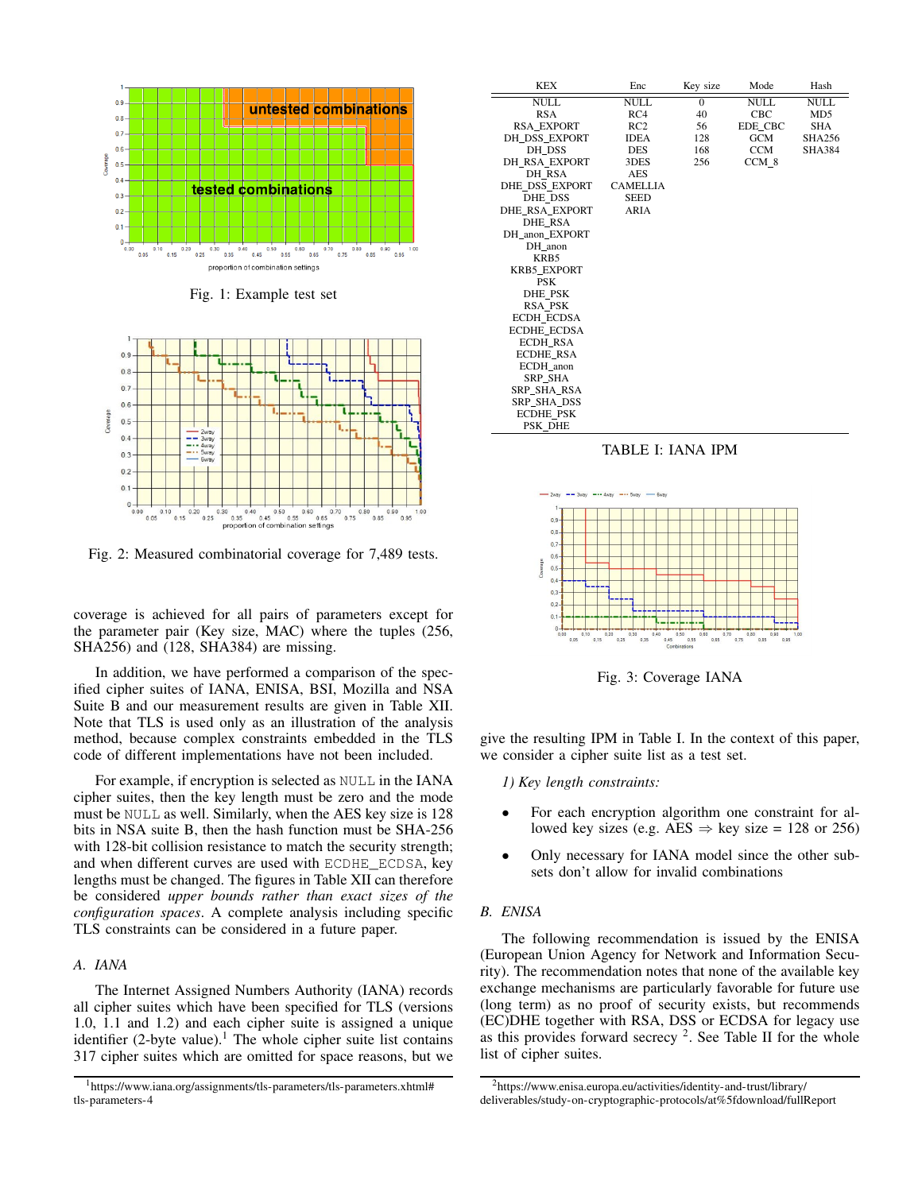Fig. 1: Example test set

Fig. 2: Measured combinatorial coverage for 7,489 tests.

coverage is achieved for all pairs of parameters except for the parameter pair (Key size, MAC) where the tuples (256, SHA256) and (128, SHA384) are missing.

In addition, we have performed a comparison of the specified cipher suites of IANA, ENISA, BSI, Mozilla and NSA Suite B and our measurement results are given in Table XII. Note that TLS is used only as an illustration of the analysis method, because complex constraints embedded in the TLS code of different implementations have not been included.

For example, if encryption is selected as NULL in the IANA cipher suites, then the key length must be zero and the mode must be NULL as well. Similarly, when the AES key size is 128 bits in NSA suite B, then the hash function must be SHA-256 with 128-bit collision resistance to match the security strength; and when different curves are used with ECDHE_ECDSA, key lengths must be changed. The figures in Table XII can therefore be considered *upper bounds rather than exact sizes of the configuration spaces*. A complete analysis including specific TLS constraints can be considered in a future paper.

## A. IANA

The Internet Assigned Numbers Authority (IANA) records all cipher suites which have been specified for TLS (versions 1.0, 1.1 and 1.2) and each cipher suite is assigned a unique identifier (2-byte value).[1] The whole cipher suite list contains 317 cipher suites which are omitted for space reasons, but we give the resulting IPM in Table I. In the context of this paper, we consider a cipher suite list as a test set.

| KEX | Enc | Key size | Mode | Hash |
|---|---|---|---|---|
| NULL | NULL | 0 | NULL | NULL |
| RSA | RC4 | 40 | CBC | MD5 |
| RSA_EXPORT | RC2 | 56 | EDE_CBC | SHA |
| DH_DSS_EXPORT | IDEA | 128 | GCM | SHA256 |
| DH_DSS | DES | 168 | CCM | SHA384 |
| DH_RSA_EXPORT | 3DES | 256 | CCM_8 | |
| DH_RSA | AES | | | |
| DHE_DSS_EXPORT | CAMELLIA | | | |
| DHE_DSS | SEED | | | |
| DHE_RSA_EXPORT | ARIA | | | |
| DHE_RSA | | | | |
| DH_anon_EXPORT | | | | |
| DH_anon | | | | |
| KRB5 | | | | |
| KRB5_EXPORT | | | | |
| PSK | | | | |
| DHE_PSK | | | | |
| RSA_PSK | | | | |
| ECDH_ECDSA | | | | |
| ECDHE_ECDSA | | | | |
| ECDH_RSA | | | | |
| ECDHE_RSA | | | | |
| ECDH_anon | | | | |
| SRP_SHA | | | | |
| SRP_SHA_RSA | | | | |
| SRP_SHA_DSS | | | | |
| ECDHE_PSK | | | | |
| PSK_DHE | | | | |

TABLE I: IANA IPM

Fig. 3: Coverage IANA

*1) Key length constraints:*

- For each encryption algorithm one constraint for allowed key sizes (e.g. AES ⇒ key size = 128 or 256)
- Only necessary for IANA model since the other subsets don't allow for invalid combinations

## B. ENISA

The following recommendation is issued by the ENISA (European Union Agency for Network and Information Security). The recommendation notes that none of the available key exchange mechanisms are particularly favorable for future use (long term) as no proof of security exists, but recommends (EC)DHE together with RSA, DSS or ECDSA for legacy use as this provides forward secrecy [2]. See Table II for the whole list of cipher suites.

[1] https://www.iana.org/assignments/tls-parameters/tls-parameters.xhtml#tls-parameters-4

[2] https://www.enisa.europa.eu/activities/identity-and-trust/library/deliverables/study-on-cryptographic-protocols/at%5fdownload/fullReport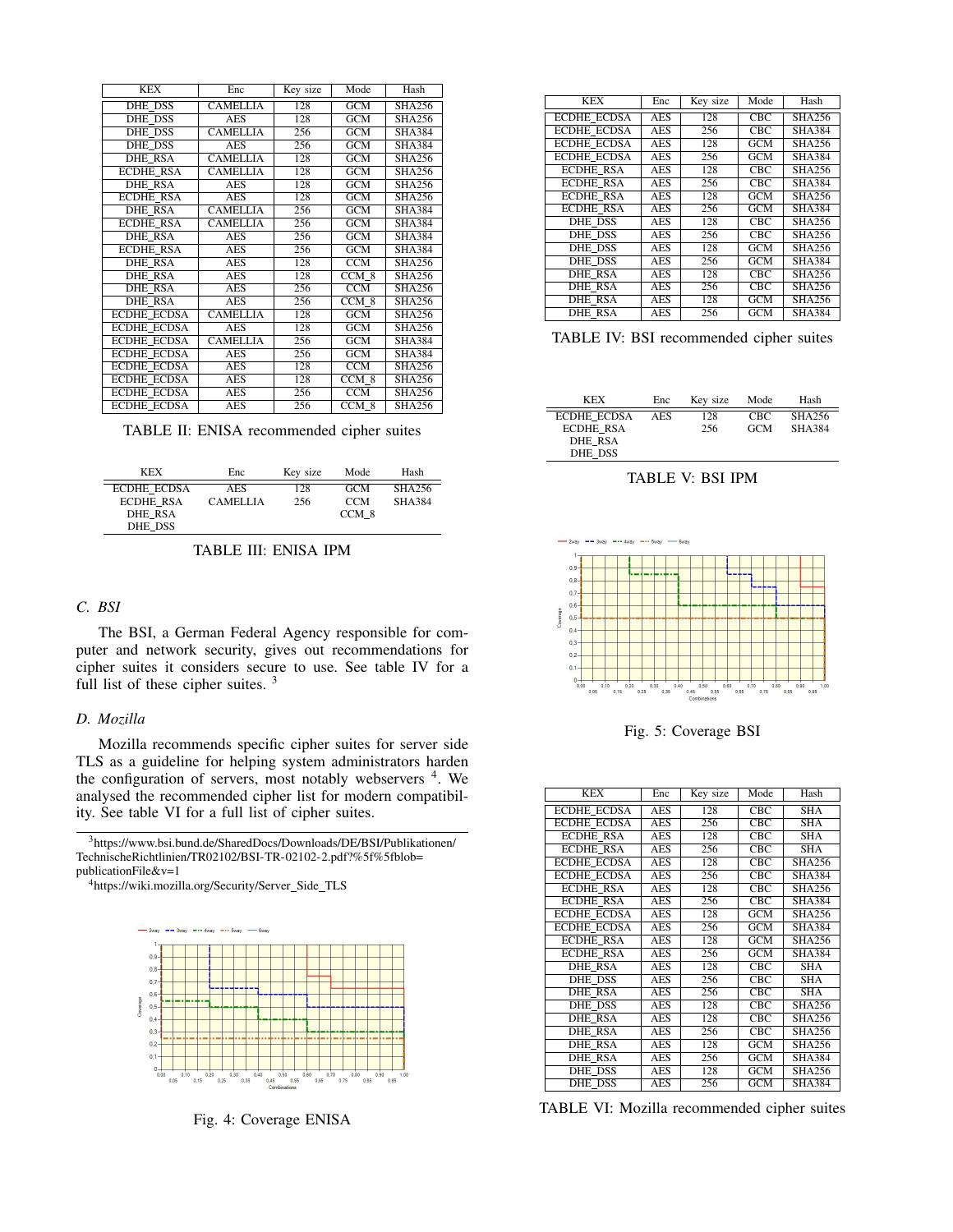| KEX | Enc | Key size | Mode | Hash |
|---|---|---|---|---|
| DHE_DSS | CAMELLIA | 128 | GCM | SHA256 |
| DHE_DSS | AES | 128 | GCM | SHA256 |
| DHE_DSS | CAMELLIA | 256 | GCM | SHA384 |
| DHE_DSS | AES | 256 | GCM | SHA384 |
| DHE_RSA | CAMELLIA | 128 | GCM | SHA256 |
| ECDHE_RSA | CAMELLIA | 128 | GCM | SHA256 |
| DHE_RSA | AES | 128 | GCM | SHA256 |
| ECDHE_RSA | AES | 128 | GCM | SHA256 |
| DHE_RSA | CAMELLIA | 256 | GCM | SHA384 |
| ECDHE_RSA | CAMELLIA | 256 | GCM | SHA384 |
| DHE_RSA | AES | 256 | GCM | SHA384 |
| ECDHE_RSA | AES | 256 | GCM | SHA384 |
| DHE_RSA | AES | 128 | CCM | SHA256 |
| DHE_RSA | AES | 128 | CCM_8 | SHA256 |
| DHE_RSA | AES | 256 | CCM | SHA256 |
| DHE_RSA | AES | 256 | CCM_8 | SHA256 |
| ECDHE_ECDSA | CAMELLIA | 128 | GCM | SHA256 |
| ECDHE_ECDSA | AES | 128 | GCM | SHA256 |
| ECDHE_ECDSA | CAMELLIA | 256 | GCM | SHA384 |
| ECDHE_ECDSA | AES | 256 | GCM | SHA384 |
| ECDHE_ECDSA | AES | 128 | CCM | SHA256 |
| ECDHE_ECDSA | AES | 128 | CCM_8 | SHA256 |
| ECDHE_ECDSA | AES | 256 | CCM | SHA256 |
| ECDHE_ECDSA | AES | 256 | CCM_8 | SHA256 |

TABLE II: ENISA recommended cipher suites

| KEX | Enc | Key size | Mode | Hash |
|---|---|---|---|---|
| ECDHE_ECDSA | AES | 128 | GCM | SHA256 |
| ECDHE_RSA | CAMELLIA | 256 | CCM | SHA384 |
| DHE_RSA | | | CCM_8 | |
| DHE_DSS | | | | |

TABLE III: ENISA IPM

### C. BSI

The BSI, a German Federal Agency responsible for computer and network security, gives out recommendations for cipher suites it considers secure to use. See table IV for a full list of these cipher suites. [3]

### D. Mozilla

Mozilla recommends specific cipher suites for server side TLS as a guideline for helping system administrators harden the configuration of servers, most notably webservers [4]. We analysed the recommended cipher list for modern compatibility. See table VI for a full list of cipher suites.

[3] https://www.bsi.bund.de/SharedDocs/Downloads/DE/BSI/Publikationen/TechnischeRichtlinien/TR02102/BSI-TR-02102-2.pdf?%5f%5fblob=publicationFile&v=1

[4] https://wiki.mozilla.org/Security/Server_Side_TLS

Fig. 4: Coverage ENISA

| KEX | Enc | Key size | Mode | Hash |
|---|---|---|---|---|
| ECDHE_ECDSA | AES | 128 | CBC | SHA256 |
| ECDHE_ECDSA | AES | 256 | CBC | SHA384 |
| ECDHE_ECDSA | AES | 128 | GCM | SHA256 |
| ECDHE_ECDSA | AES | 256 | GCM | SHA384 |
| ECDHE_RSA | AES | 128 | CBC | SHA256 |
| ECDHE_RSA | AES | 256 | CBC | SHA384 |
| ECDHE_RSA | AES | 128 | GCM | SHA256 |
| ECDHE_RSA | AES | 256 | GCM | SHA384 |
| DHE_DSS | AES | 128 | CBC | SHA256 |
| DHE_DSS | AES | 256 | CBC | SHA256 |
| DHE_DSS | AES | 128 | GCM | SHA256 |
| DHE_DSS | AES | 256 | GCM | SHA384 |
| DHE_RSA | AES | 128 | CBC | SHA256 |
| DHE_RSA | AES | 256 | CBC | SHA256 |
| DHE_RSA | AES | 128 | GCM | SHA256 |
| DHE_RSA | AES | 256 | GCM | SHA384 |

TABLE IV: BSI recommended cipher suites

| KEX | Enc | Key size | Mode | Hash |
|---|---|---|---|---|
| ECDHE_ECDSA | AES | 128 | CBC | SHA256 |
| ECDHE_RSA | | 256 | GCM | SHA384 |
| DHE_RSA | | | | |
| DHE_DSS | | | | |

TABLE V: BSI IPM

Fig. 5: Coverage BSI

| KEX | Enc | Key size | Mode | Hash |
|---|---|---|---|---|
| ECDHE_ECDSA | AES | 128 | CBC | SHA |
| ECDHE_ECDSA | AES | 256 | CBC | SHA |
| ECDHE_RSA | AES | 128 | CBC | SHA |
| ECDHE_RSA | AES | 256 | CBC | SHA |
| ECDHE_ECDSA | AES | 128 | CBC | SHA256 |
| ECDHE_ECDSA | AES | 256 | CBC | SHA384 |
| ECDHE_RSA | AES | 128 | CBC | SHA256 |
| ECDHE_RSA | AES | 256 | CBC | SHA384 |
| ECDHE_ECDSA | AES | 128 | GCM | SHA256 |
| ECDHE_ECDSA | AES | 256 | GCM | SHA384 |
| ECDHE_RSA | AES | 128 | GCM | SHA256 |
| ECDHE_RSA | AES | 256 | GCM | SHA384 |
| DHE_RSA | AES | 128 | CBC | SHA |
| DHE_DSS | AES | 256 | CBC | SHA |
| DHE_RSA | AES | 256 | CBC | SHA |
| DHE_DSS | AES | 128 | CBC | SHA256 |
| DHE_RSA | AES | 128 | CBC | SHA256 |
| DHE_RSA | AES | 256 | CBC | SHA256 |
| DHE_RSA | AES | 128 | GCM | SHA256 |
| DHE_RSA | AES | 256 | GCM | SHA384 |
| DHE_DSS | AES | 128 | GCM | SHA256 |
| DHE_DSS | AES | 256 | GCM | SHA384 |

TABLE VI: Mozilla recommended cipher suites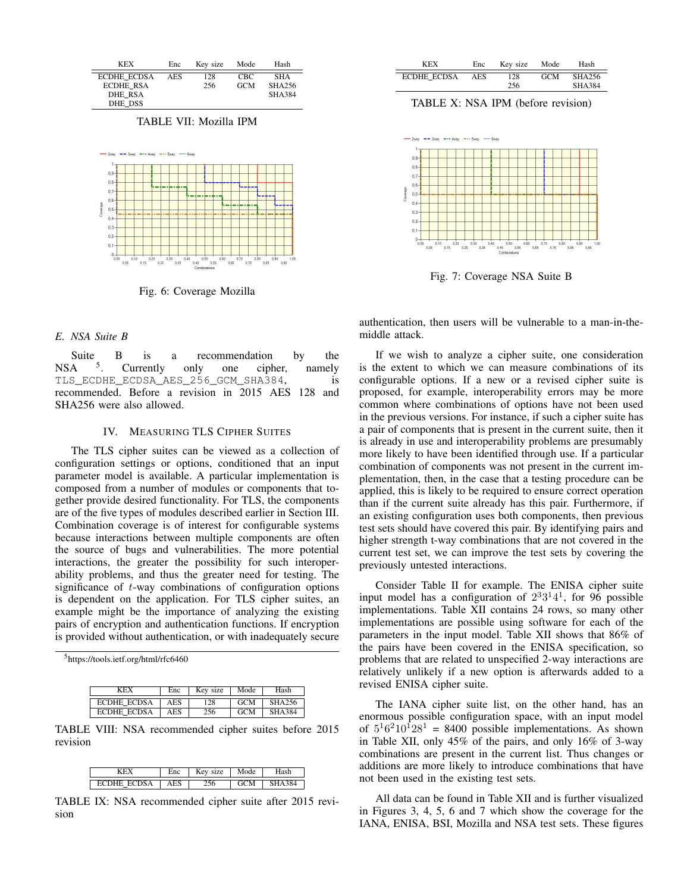| KEX | Enc | Key size | Mode | Hash |
|---|---|---|---|---|
| ECDHE_ECDSA | AES | 128 | CBC | SHA |
| ECDHE_RSA | | 256 | GCM | SHA256 |
| DHE_RSA | | | | SHA384 |
| DHE_DSS | | | | |

TABLE VII: Mozilla IPM

Fig. 6: Coverage Mozilla

| KEX | Enc | Key size | Mode | Hash |
|---|---|---|---|---|
| ECDHE_ECDSA | AES | 128 | GCM | SHA256 |
| | | 256 | | SHA384 |

TABLE X: NSA IPM (before revision)

Fig. 7: Coverage NSA Suite B

### E. NSA Suite B

Suite B is a recommendation by the NSA [5]. Currently only one cipher, namely `TLS_ECDHE_ECDSA_AES_256_GCM_SHA384`, is recommended. Before a revision in 2015 AES 128 and SHA256 were also allowed.

## IV. Measuring TLS Cipher Suites

The TLS cipher suites can be viewed as a collection of configuration settings or options, conditioned that an input parameter model is available. A particular implementation is composed from a number of modules or components that together provide desired functionality. For TLS, the components are of the five types of modules described earlier in Section III. Combination coverage is of interest for configurable systems because interactions between multiple components are often the source of bugs and vulnerabilities. The more potential interactions, the greater the possibility for such interoperability problems, and thus the greater need for testing. The significance of $t$-way combinations of configuration options is dependent on the application. For TLS cipher suites, an example might be the importance of analyzing the existing pairs of encryption and authentication functions. If encryption is provided without authentication, or with inadequately secure authentication, then users will be vulnerable to a man-in-the-middle attack.

[5]https://tools.ietf.org/html/rfc6460

| KEX | Enc | Key size | Mode | Hash |
|---|---|---|---|---|
| ECDHE_ECDSA | AES | 128 | GCM | SHA256 |
| ECDHE_ECDSA | AES | 256 | GCM | SHA384 |

TABLE VIII: NSA recommended cipher suites before 2015 revision

| KEX | Enc | Key size | Mode | Hash |
|---|---|---|---|---|
| ECDHE_ECDSA | AES | 256 | GCM | SHA384 |

TABLE IX: NSA recommended cipher suite after 2015 revision

If we wish to analyze a cipher suite, one consideration is the extent to which we can measure combinations of its configurable options. If a new or a revised cipher suite is proposed, for example, interoperability errors may be more common where combinations of options have not been used in the previous versions. For instance, if such a cipher suite has a pair of components that is present in the current suite, then it is already in use and interoperability problems are presumably more likely to have been identified through use. If a particular combination of components was not present in the current implementation, then, in the case that a testing procedure can be applied, this is likely to be required to ensure correct operation than if the current suite already has this pair. Furthermore, if an existing configuration uses both components, then previous test sets should have covered this pair. By identifying pairs and higher strength t-way combinations that are not covered in the current test set, we can improve the test sets by covering the previously untested interactions.

Consider Table II for example. The ENISA cipher suite input model has a configuration of $2^3 3^1 4^1$, for 96 possible implementations. Table XII contains 24 rows, so many other implementations are possible using software for each of the parameters in the input model. Table XII shows that 86% of the pairs have been covered in the ENISA specification, so problems that are related to unspecified 2-way interactions are relatively unlikely if a new option is afterwards added to a revised ENISA cipher suite.

The IANA cipher suite list, on the other hand, has an enormous possible configuration space, with an input model of $5^1 6^2 10^1 28^1$ = 8400 possible implementations. As shown in Table XII, only 45% of the pairs, and only 16% of 3-way combinations are present in the current list. Thus changes or additions are more likely to introduce combinations that have not been used in the existing test sets.

All data can be found in Table XII and is further visualized in Figures 3, 4, 5, 6 and 7 which show the coverage for the IANA, ENISA, BSI, Mozilla and NSA test sets. These figures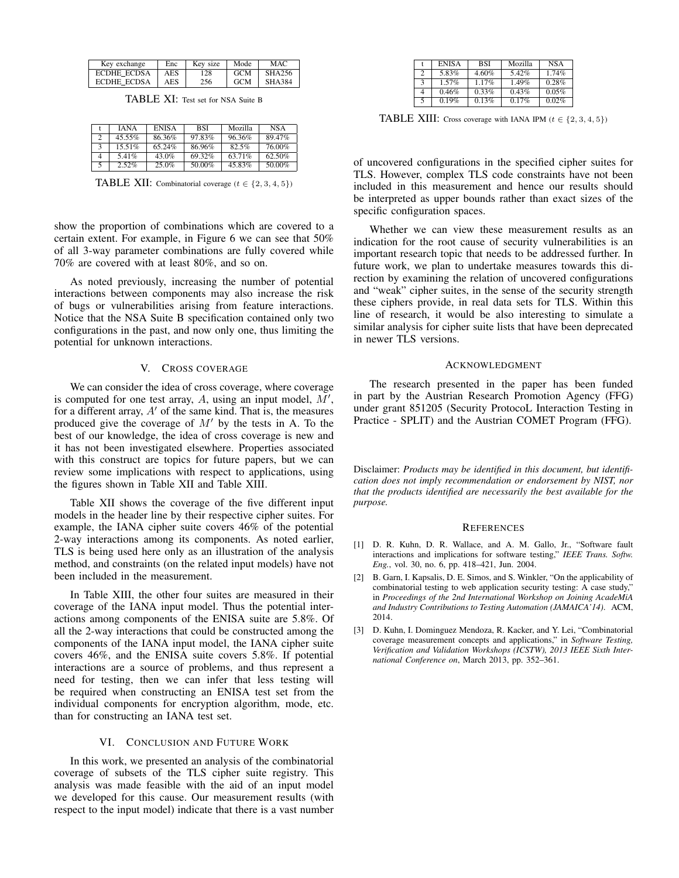| Key exchange | Enc | Key size | Mode | MAC |
|---|---|---|---|---|
| ECDHE_ECDSA | AES | 128 | GCM | SHA256 |
| ECDHE_ECDSA | AES | 256 | GCM | SHA384 |

TABLE XI: Test set for NSA Suite B

| t | IANA | ENISA | BSI | Mozilla | NSA |
|---|---|---|---|---|---|
| 2 | 45.55% | 86.36% | 97.83% | 96.36% | 89.47% |
| 3 | 15.51% | 65.24% | 86.96% | 82.5% | 76.00% |
| 4 | 5.41% | 43.0% | 69.32% | 63.71% | 62.50% |
| 5 | 2.52% | 25.0% | 50.00% | 45.83% | 50.00% |

TABLE XII: Combinatorial coverage ($t \in \{2, 3, 4, 5\}$)

show the proportion of combinations which are covered to a certain extent. For example, in Figure 6 we can see that 50% of all 3-way parameter combinations are fully covered while 70% are covered with at least 80%, and so on.

As noted previously, increasing the number of potential interactions between components may also increase the risk of bugs or vulnerabilities arising from feature interactions. Notice that the NSA Suite B specification contained only two configurations in the past, and now only one, thus limiting the potential for unknown interactions.

## V. Cross coverage

We can consider the idea of cross coverage, where coverage is computed for one test array, $A$, using an input model, $M'$, for a different array, $A'$ of the same kind. That is, the measures produced give the coverage of $M'$ by the tests in A. To the best of our knowledge, the idea of cross coverage is new and it has not been investigated elsewhere. Properties associated with this construct are topics for future papers, but we can review some implications with respect to applications, using the figures shown in Table XII and Table XIII.

Table XII shows the coverage of the five different input models in the header line by their respective cipher suites. For example, the IANA cipher suite covers 46% of the potential 2-way interactions among its components. As noted earlier, TLS is being used here only as an illustration of the analysis method, and constraints (on the related input models) have not been included in the measurement.

In Table XIII, the other four suites are measured in their coverage of the IANA input model. Thus the potential interactions among components of the ENISA suite are 5.8%. Of all the 2-way interactions that could be constructed among the components of the IANA input model, the IANA cipher suite covers 46%, and the ENISA suite covers 5.8%. If potential interactions are a source of problems, and thus represent a need for testing, then we can infer that less testing will be required when constructing an ENISA test set from the individual components for encryption algorithm, mode, etc. than for constructing an IANA test set.

## VI. Conclusion and Future Work

In this work, we presented an analysis of the combinatorial coverage of subsets of the TLS cipher suite registry. This analysis was made feasible with the aid of an input model we developed for this cause. Our measurement results (with respect to the input model) indicate that there is a vast number of uncovered configurations in the specified cipher suites for TLS. However, complex TLS code constraints have not been included in this measurement and hence our results should be interpreted as upper bounds rather than exact sizes of the specific configuration spaces.

| t | ENISA | BSI | Mozilla | NSA |
|---|---|---|---|---|
| 2 | 5.83% | 4.60% | 5.42% | 1.74% |
| 3 | 1.57% | 1.17% | 1.49% | 0.28% |
| 4 | 0.46% | 0.33% | 0.43% | 0.05% |
| 5 | 0.19% | 0.13% | 0.17% | 0.02% |

TABLE XIII: Cross coverage with IANA IPM ($t \in \{2, 3, 4, 5\}$)

Whether we can view these measurement results as an indication for the root cause of security vulnerabilities is an important research topic that needs to be addressed further. In future work, we plan to undertake measures towards this direction by examining the relation of uncovered configurations and "weak" cipher suites, in the sense of the security strength these ciphers provide, in real data sets for TLS. Within this line of research, it would be also interesting to simulate a similar analysis for cipher suite lists that have been deprecated in newer TLS versions.

## Acknowledgment

The research presented in the paper has been funded in part by the Austrian Research Promotion Agency (FFG) under grant 851205 (Security ProtocoL Interaction Testing in Practice - SPLIT) and the Austrian COMET Program (FFG).

Disclaimer: *Products may be identified in this document, but identification does not imply recommendation or endorsement by NIST, nor that the products identified are necessarily the best available for the purpose.*

## References

[1] D. R. Kuhn, D. R. Wallace, and A. M. Gallo, Jr., "Software fault interactions and implications for software testing," *IEEE Trans. Softw. Eng.*, vol. 30, no. 6, pp. 418–421, Jun. 2004.

[2] B. Garn, I. Kapsalis, D. E. Simos, and S. Winkler, "On the applicability of combinatorial testing to web application security testing: A case study," in *Proceedings of the 2nd International Workshop on Joining AcadeMiA and Industry Contributions to Testing Automation (JAMAICA'14)*. ACM, 2014.

[3] D. Kuhn, I. Dominguez Mendoza, R. Kacker, and Y. Lei, "Combinatorial coverage measurement concepts and applications," in *Software Testing, Verification and Validation Workshops (ICSTW), 2013 IEEE Sixth International Conference on*, March 2013, pp. 352–361.